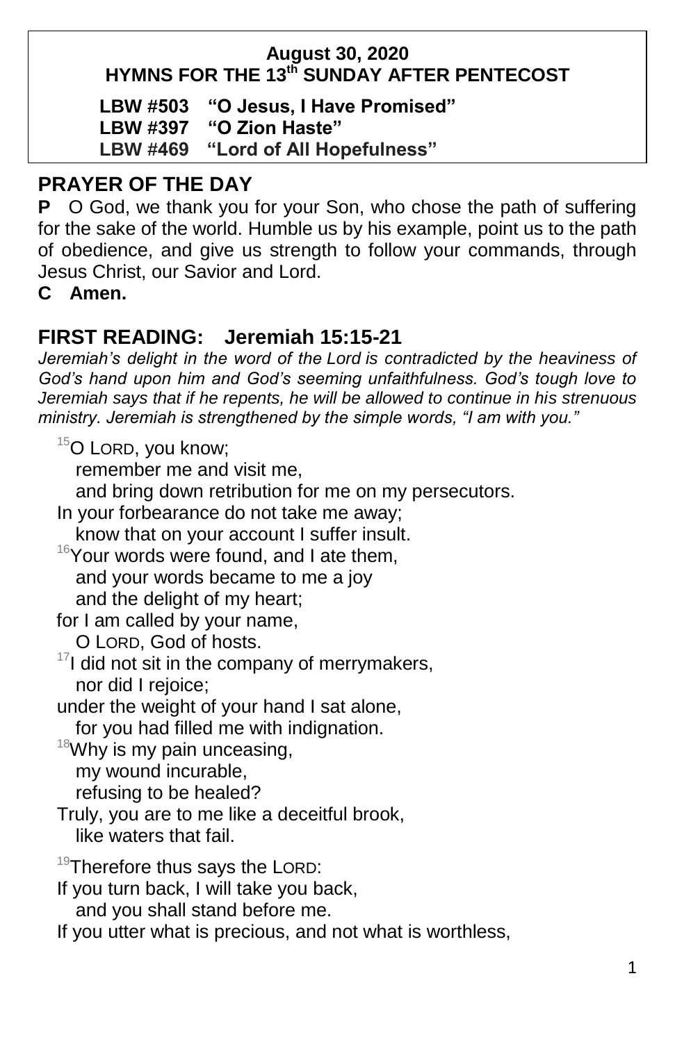**August 30, 2020**
**HYMNS FOR THE 13th SUNDAY AFTER PENTECOST**

**LBW #503 "O Jesus, I Have Promised"**
**LBW #397 "O Zion Haste"**
**LBW #469 "Lord of All Hopefulness"**

## PRAYER OF THE DAY

**P** O God, we thank you for your Son, who chose the path of suffering for the sake of the world. Humble us by his example, point us to the path of obedience, and give us strength to follow your commands, through Jesus Christ, our Savior and Lord.

**C Amen.**

## FIRST READING: Jeremiah 15:15-21

*Jeremiah's delight in the word of the Lord is contradicted by the heaviness of God's hand upon him and God's seeming unfaithfulness. God's tough love to Jeremiah says that if he repents, he will be allowed to continue in his strenuous ministry. Jeremiah is strengthened by the simple words, "I am with you."*

[15]O LORD, you know;
remember me and visit me,
and bring down retribution for me on my persecutors.
In your forbearance do not take me away;
know that on your account I suffer insult.
[16]Your words were found, and I ate them,
and your words became to me a joy
and the delight of my heart;
for I am called by your name,
O LORD, God of hosts.
[17]I did not sit in the company of merrymakers,
nor did I rejoice;
under the weight of your hand I sat alone,
for you had filled me with indignation.
[18]Why is my pain unceasing,
my wound incurable,
refusing to be healed?
Truly, you are to me like a deceitful brook,
like waters that fail.

[19]Therefore thus says the LORD:
If you turn back, I will take you back,
and you shall stand before me.
If you utter what is precious, and not what is worthless,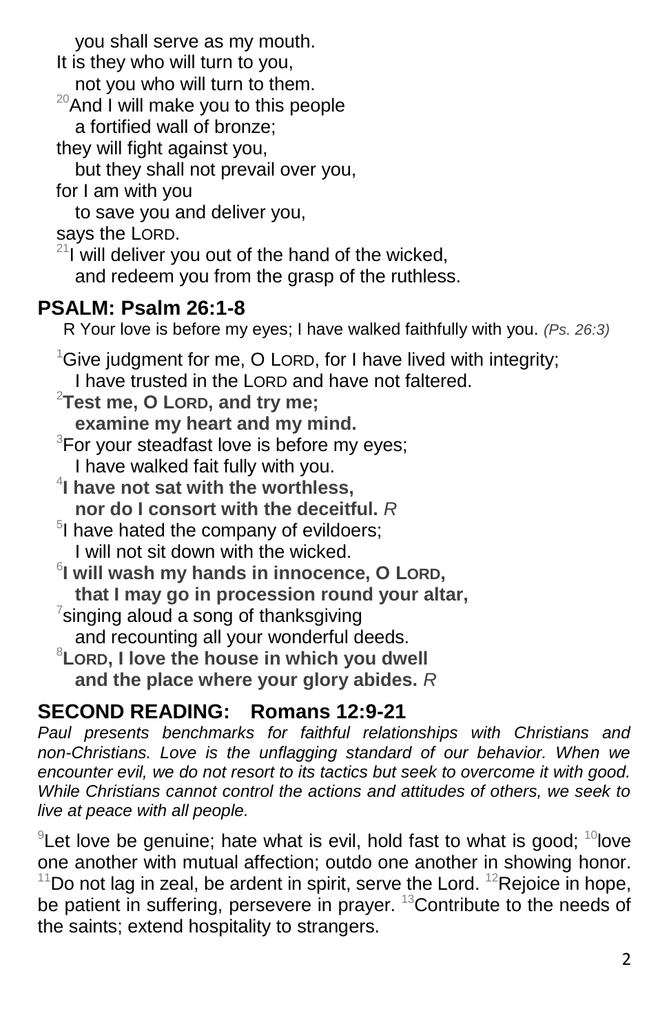you shall serve as my mouth.  
It is they who will turn to you,  
not you who will turn to them.  
[20]And I will make you to this people  
a fortified wall of bronze;  
they will fight against you,  
but they shall not prevail over you,  
for I am with you  
to save you and deliver you,  
says the LORD.  
[21]I will deliver you out of the hand of the wicked,  
and redeem you from the grasp of the ruthless.

## PSALM: Psalm 26:1-8

R Your love is before my eyes; I have walked faithfully with you. *(Ps. 26:3)*

[1]Give judgment for me, O LORD, for I have lived with integrity;  
I have trusted in the LORD and have not faltered.  
[2]**Test me, O LORD, and try me;**  
**examine my heart and my mind.**  
[3]For your steadfast love is before my eyes;  
I have walked fait fully with you.  
[4]**I have not sat with the worthless,**  
**nor do I consort with the deceitful.** *R*  
[5]I have hated the company of evildoers;  
I will not sit down with the wicked.  
[6]**I will wash my hands in innocence, O LORD,**  
**that I may go in procession round your altar,**  
[7]singing aloud a song of thanksgiving  
and recounting all your wonderful deeds.  
[8]**LORD, I love the house in which you dwell**  
**and the place where your glory abides.** *R*

## SECOND READING: Romans 12:9-21

*Paul presents benchmarks for faithful relationships with Christians and non-Christians. Love is the unflagging standard of our behavior. When we encounter evil, we do not resort to its tactics but seek to overcome it with good. While Christians cannot control the actions and attitudes of others, we seek to live at peace with all people.*

[9]Let love be genuine; hate what is evil, hold fast to what is good; [10]love one another with mutual affection; outdo one another in showing honor. [11]Do not lag in zeal, be ardent in spirit, serve the Lord. [12]Rejoice in hope, be patient in suffering, persevere in prayer. [13]Contribute to the needs of the saints; extend hospitality to strangers.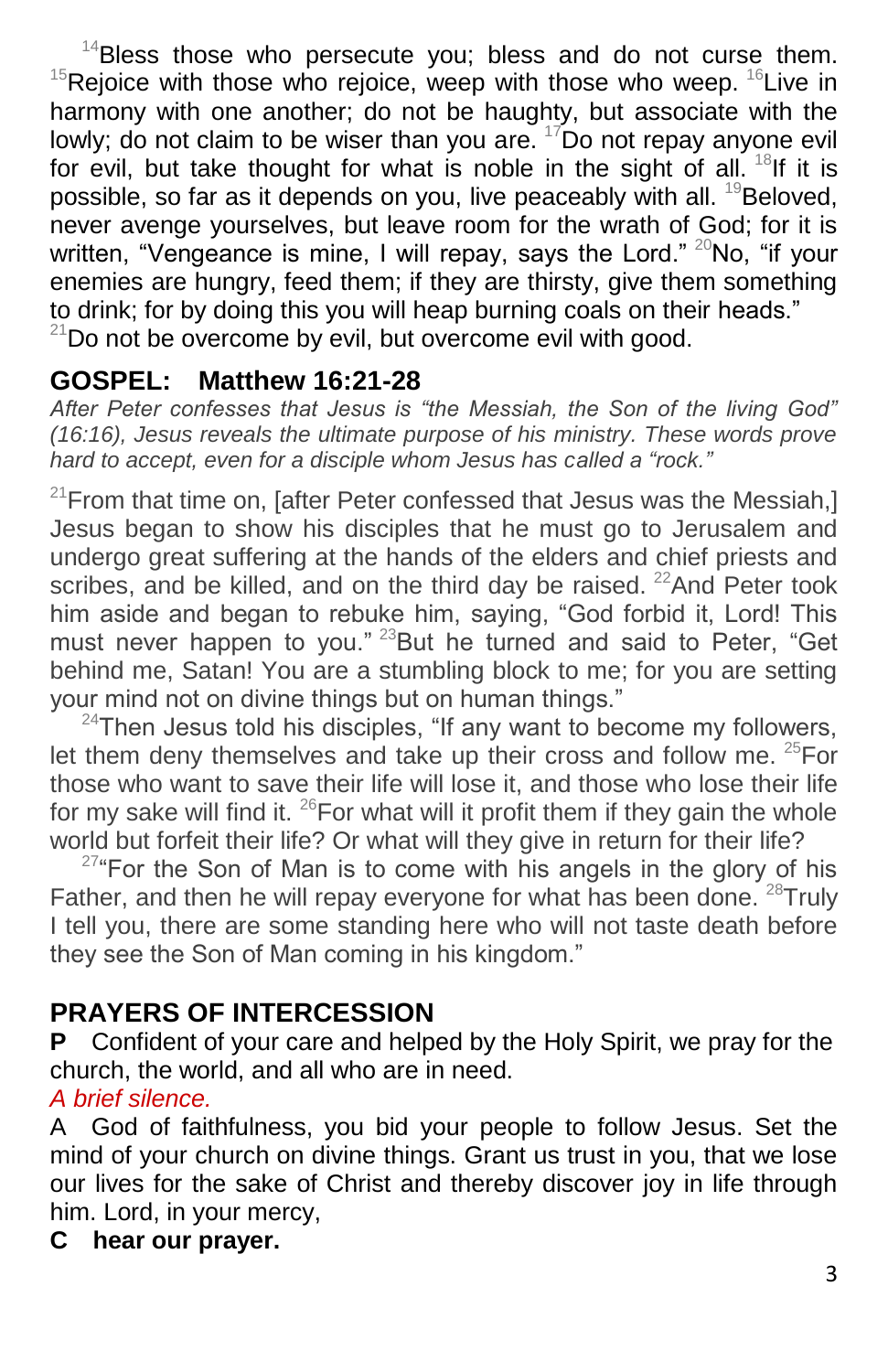[14]Bless those who persecute you; bless and do not curse them. [15]Rejoice with those who rejoice, weep with those who weep. [16]Live in harmony with one another; do not be haughty, but associate with the lowly; do not claim to be wiser than you are. [17]Do not repay anyone evil for evil, but take thought for what is noble in the sight of all. [18]If it is possible, so far as it depends on you, live peaceably with all. [19]Beloved, never avenge yourselves, but leave room for the wrath of God; for it is written, "Vengeance is mine, I will repay, says the Lord." [20]No, "if your enemies are hungry, feed them; if they are thirsty, give them something to drink; for by doing this you will heap burning coals on their heads." [21]Do not be overcome by evil, but overcome evil with good.

## GOSPEL: Matthew 16:21-28

*After Peter confesses that Jesus is "the Messiah, the Son of the living God" (16:16), Jesus reveals the ultimate purpose of his ministry. These words prove hard to accept, even for a disciple whom Jesus has called a "rock."*

[21]From that time on, [after Peter confessed that Jesus was the Messiah,] Jesus began to show his disciples that he must go to Jerusalem and undergo great suffering at the hands of the elders and chief priests and scribes, and be killed, and on the third day be raised. [22]And Peter took him aside and began to rebuke him, saying, "God forbid it, Lord! This must never happen to you." [23]But he turned and said to Peter, "Get behind me, Satan! You are a stumbling block to me; for you are setting your mind not on divine things but on human things."

[24]Then Jesus told his disciples, "If any want to become my followers, let them deny themselves and take up their cross and follow me. [25]For those who want to save their life will lose it, and those who lose their life for my sake will find it. [26]For what will it profit them if they gain the whole world but forfeit their life? Or what will they give in return for their life?

[27]"For the Son of Man is to come with his angels in the glory of his Father, and then he will repay everyone for what has been done. [28]Truly I tell you, there are some standing here who will not taste death before they see the Son of Man coming in his kingdom."

## PRAYERS OF INTERCESSION

**P** Confident of your care and helped by the Holy Spirit, we pray for the church, the world, and all who are in need.

*A brief silence.*

A God of faithfulness, you bid your people to follow Jesus. Set the mind of your church on divine things. Grant us trust in you, that we lose our lives for the sake of Christ and thereby discover joy in life through him. Lord, in your mercy,

**C hear our prayer.**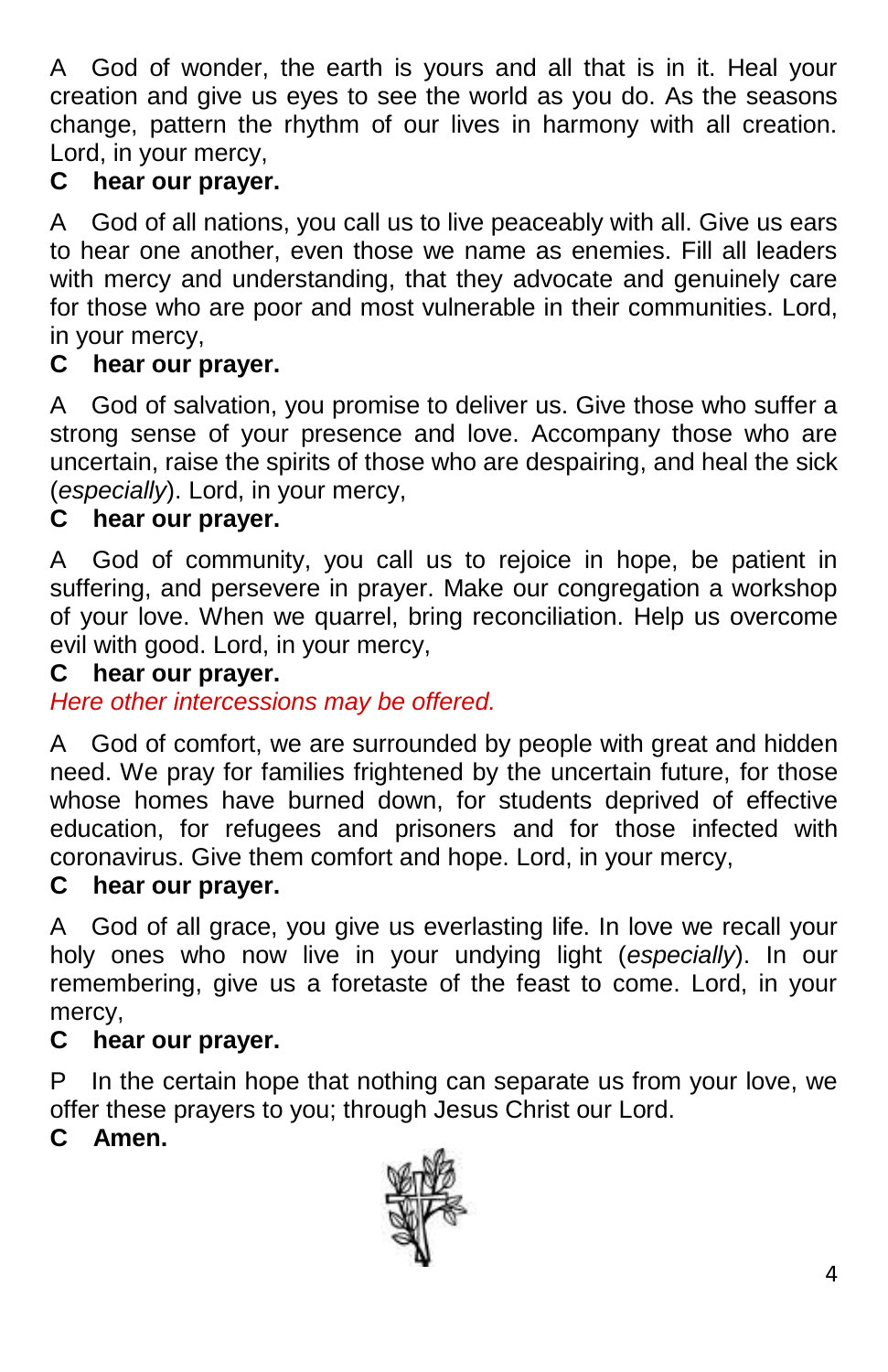A God of wonder, the earth is yours and all that is in it. Heal your creation and give us eyes to see the world as you do. As the seasons change, pattern the rhythm of our lives in harmony with all creation. Lord, in your mercy,

**C hear our prayer.**

A God of all nations, you call us to live peaceably with all. Give us ears to hear one another, even those we name as enemies. Fill all leaders with mercy and understanding, that they advocate and genuinely care for those who are poor and most vulnerable in their communities. Lord, in your mercy,

**C hear our prayer.**

A God of salvation, you promise to deliver us. Give those who suffer a strong sense of your presence and love. Accompany those who are uncertain, raise the spirits of those who are despairing, and heal the sick (*especially*). Lord, in your mercy,

**C hear our prayer.**

A God of community, you call us to rejoice in hope, be patient in suffering, and persevere in prayer. Make our congregation a workshop of your love. When we quarrel, bring reconciliation. Help us overcome evil with good. Lord, in your mercy,

**C hear our prayer.**

*Here other intercessions may be offered.*

A God of comfort, we are surrounded by people with great and hidden need. We pray for families frightened by the uncertain future, for those whose homes have burned down, for students deprived of effective education, for refugees and prisoners and for those infected with coronavirus. Give them comfort and hope. Lord, in your mercy,

**C hear our prayer.**

A God of all grace, you give us everlasting life. In love we recall your holy ones who now live in your undying light (*especially*). In our remembering, give us a foretaste of the feast to come. Lord, in your mercy,

**C hear our prayer.**

P In the certain hope that nothing can separate us from your love, we offer these prayers to you; through Jesus Christ our Lord.

**C Amen.**